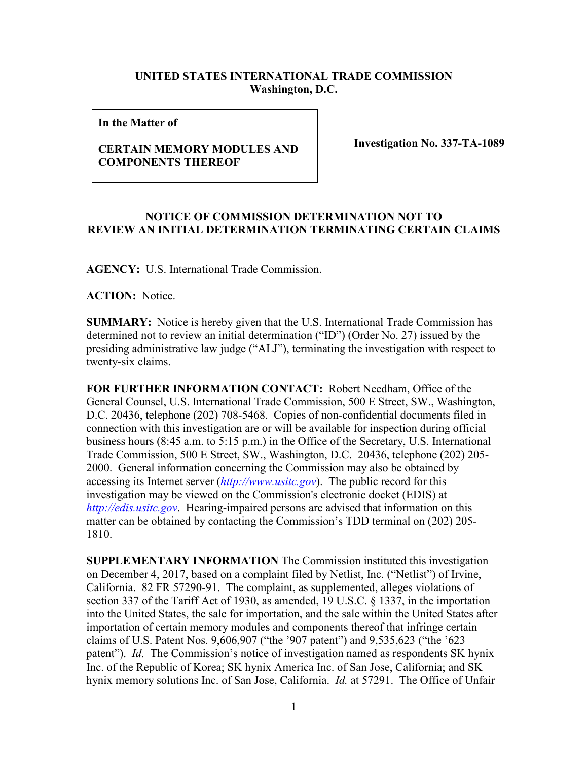**UNITED STATES INTERNATIONAL TRADE COMMISSION**
**Washington, D.C.**

| **In the Matter of**<br><br>**CERTAIN MEMORY MODULES AND COMPONENTS THEREOF** | **Investigation No. 337-TA-1089** |
|---|---|

**NOTICE OF COMMISSION DETERMINATION NOT TO REVIEW AN INITIAL DETERMINATION TERMINATING CERTAIN CLAIMS**

**AGENCY:** U.S. International Trade Commission.

**ACTION:** Notice.

**SUMMARY:** Notice is hereby given that the U.S. International Trade Commission has determined not to review an initial determination ("ID") (Order No. 27) issued by the presiding administrative law judge ("ALJ"), terminating the investigation with respect to twenty-six claims.

**FOR FURTHER INFORMATION CONTACT:** Robert Needham, Office of the General Counsel, U.S. International Trade Commission, 500 E Street, SW., Washington, D.C. 20436, telephone (202) 708-5468. Copies of non-confidential documents filed in connection with this investigation are or will be available for inspection during official business hours (8:45 a.m. to 5:15 p.m.) in the Office of the Secretary, U.S. International Trade Commission, 500 E Street, SW., Washington, D.C. 20436, telephone (202) 205-2000. General information concerning the Commission may also be obtained by accessing its Internet server (*http://www.usitc.gov*). The public record for this investigation may be viewed on the Commission's electronic docket (EDIS) at *http://edis.usitc.gov*. Hearing-impaired persons are advised that information on this matter can be obtained by contacting the Commission's TDD terminal on (202) 205-1810.

**SUPPLEMENTARY INFORMATION** The Commission instituted this investigation on December 4, 2017, based on a complaint filed by Netlist, Inc. ("Netlist") of Irvine, California. 82 FR 57290-91. The complaint, as supplemented, alleges violations of section 337 of the Tariff Act of 1930, as amended, 19 U.S.C. § 1337, in the importation into the United States, the sale for importation, and the sale within the United States after importation of certain memory modules and components thereof that infringe certain claims of U.S. Patent Nos. 9,606,907 ("the '907 patent") and 9,535,623 ("the '623 patent"). *Id.* The Commission's notice of investigation named as respondents SK hynix Inc. of the Republic of Korea; SK hynix America Inc. of San Jose, California; and SK hynix memory solutions Inc. of San Jose, California. *Id.* at 57291. The Office of Unfair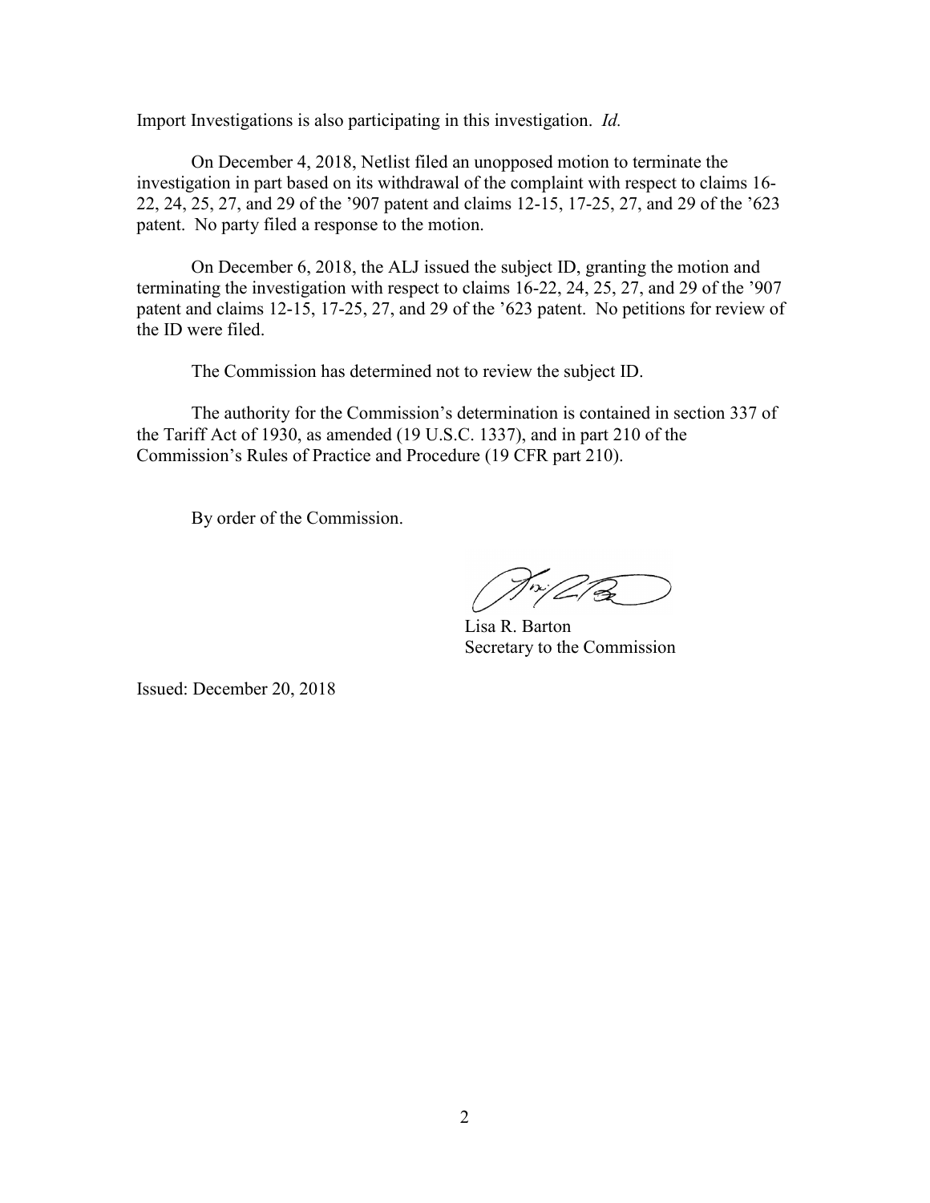Import Investigations is also participating in this investigation. *Id.*

On December 4, 2018, Netlist filed an unopposed motion to terminate the investigation in part based on its withdrawal of the complaint with respect to claims 16-22, 24, 25, 27, and 29 of the '907 patent and claims 12-15, 17-25, 27, and 29 of the '623 patent. No party filed a response to the motion.

On December 6, 2018, the ALJ issued the subject ID, granting the motion and terminating the investigation with respect to claims 16-22, 24, 25, 27, and 29 of the '907 patent and claims 12-15, 17-25, 27, and 29 of the '623 patent. No petitions for review of the ID were filed.

The Commission has determined not to review the subject ID.

The authority for the Commission's determination is contained in section 337 of the Tariff Act of 1930, as amended (19 U.S.C. 1337), and in part 210 of the Commission's Rules of Practice and Procedure (19 CFR part 210).

By order of the Commission.

Lisa R. Barton
Secretary to the Commission

Issued: December 20, 2018